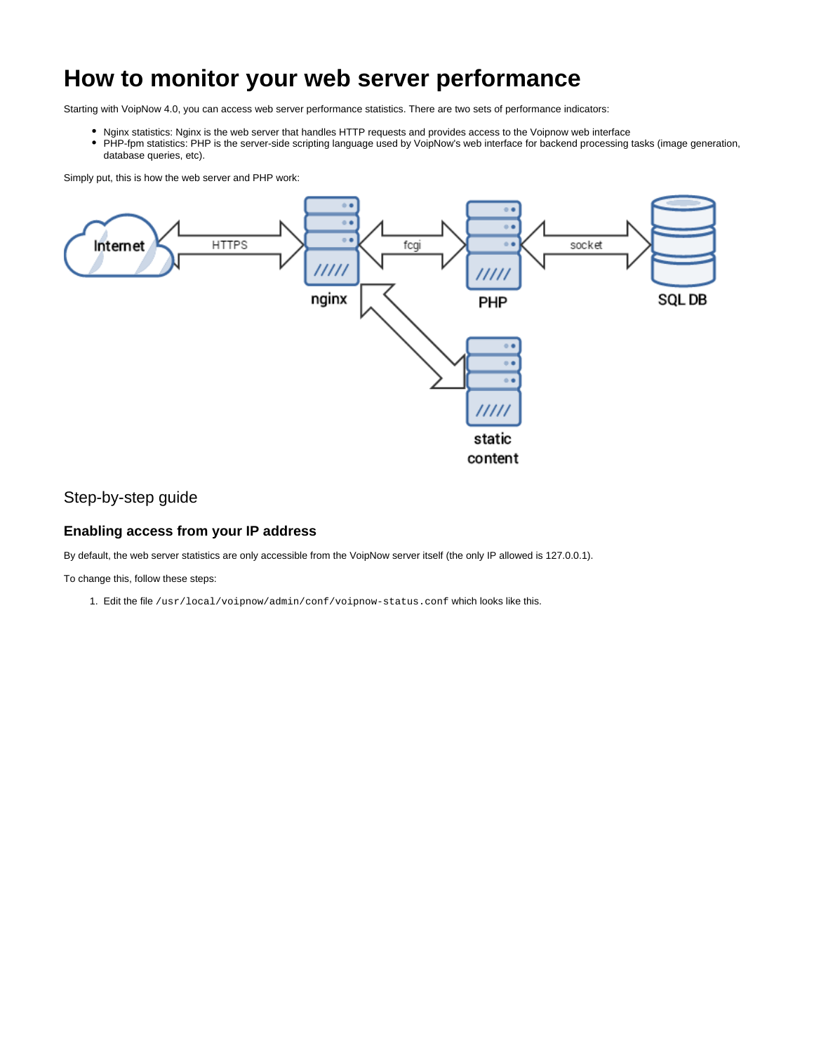# How to monitor your web server performance

Starting with VoipNow 4.0, you can access web server performance statistics. There are two sets of performance indicators:

- Nginx statistics: Nginx is the web server that handles HTTP requests and provides access to the Voipnow web interface
- PHP-fpm statistics: PHP is the server-side scripting language used by VoipNow's web interface for backend processing tasks (image generation, database queries, etc).

Simply put, this is how the web server and PHP work:

## Step-by-step guide

### Enabling access from your IP address

By default, the web server statistics are only accessible from the VoipNow server itself (the only IP allowed is 127.0.0.1).

To change this, follow these steps:

1. Edit the file `/usr/local/voipnow/admin/conf/voipnow-status.conf` which looks like this.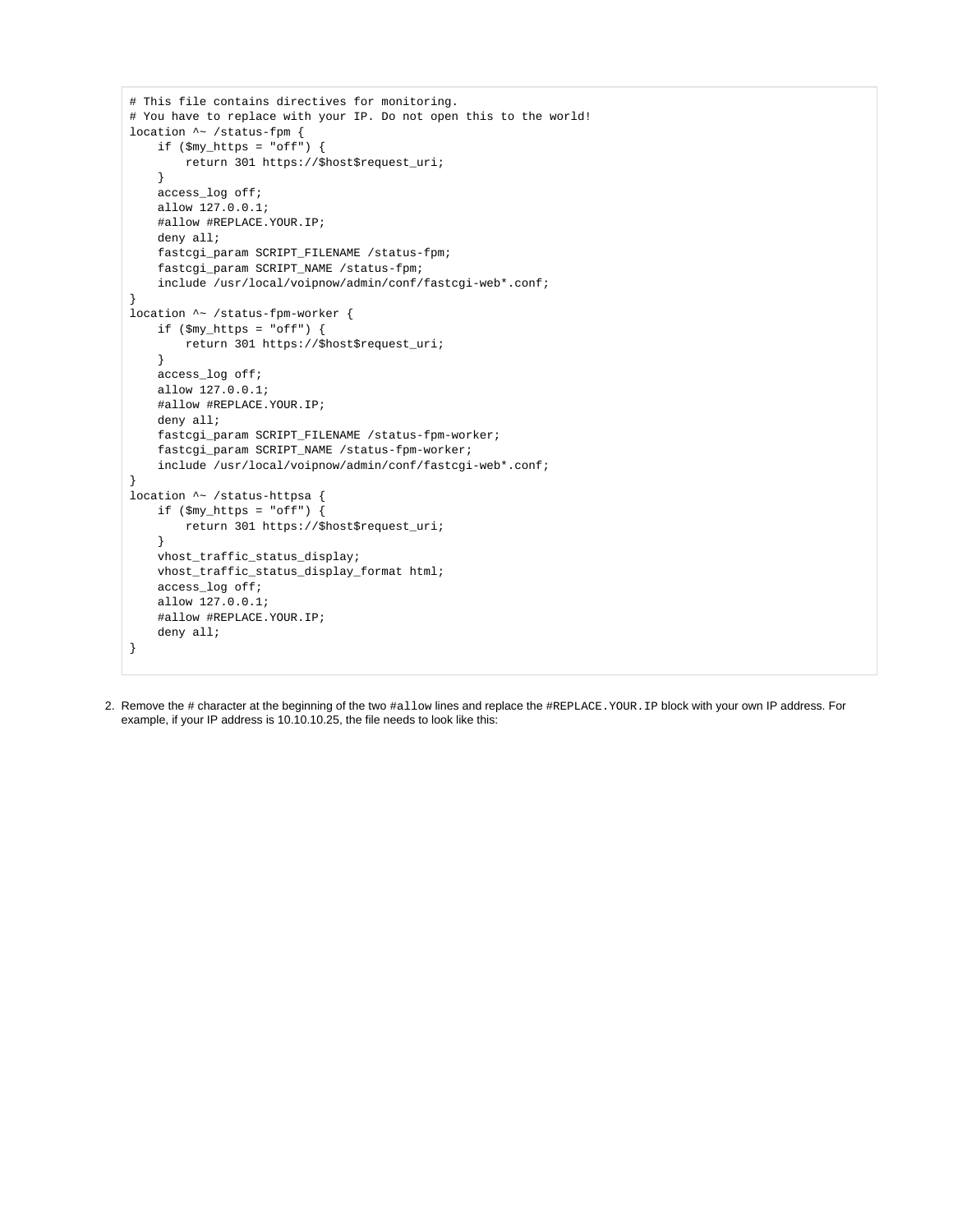```
# This file contains directives for monitoring.
# You have to replace with your IP. Do not open this to the world!
location ^~ /status-fpm {
    if ($my_https = "off") {
        return 301 https://$host$request_uri;
    }
    access_log off;
    allow 127.0.0.1;
    #allow #REPLACE.YOUR.IP;
    deny all;
    fastcgi_param SCRIPT_FILENAME /status-fpm;
    fastcgi_param SCRIPT_NAME /status-fpm;
    include /usr/local/voipnow/admin/conf/fastcgi-web*.conf;
}
location ^~ /status-fpm-worker {
    if ($my_https = "off") {
        return 301 https://$host$request_uri;
    }
    access_log off;
    allow 127.0.0.1;
    #allow #REPLACE.YOUR.IP;
    deny all;
    fastcgi_param SCRIPT_FILENAME /status-fpm-worker;
    fastcgi_param SCRIPT_NAME /status-fpm-worker;
    include /usr/local/voipnow/admin/conf/fastcgi-web*.conf;
}
location ^~ /status-httpsa {
    if ($my_https = "off") {
        return 301 https://$host$request_uri;
    }
    vhost_traffic_status_display;
    vhost_traffic_status_display_format html;
    access_log off;
    allow 127.0.0.1;
    #allow #REPLACE.YOUR.IP;
    deny all;
}
```

2. Remove the # character at the beginning of the two `#allow` lines and replace the `#REPLACE.YOUR.IP` block with your own IP address. For example, if your IP address is 10.10.10.25, the file needs to look like this: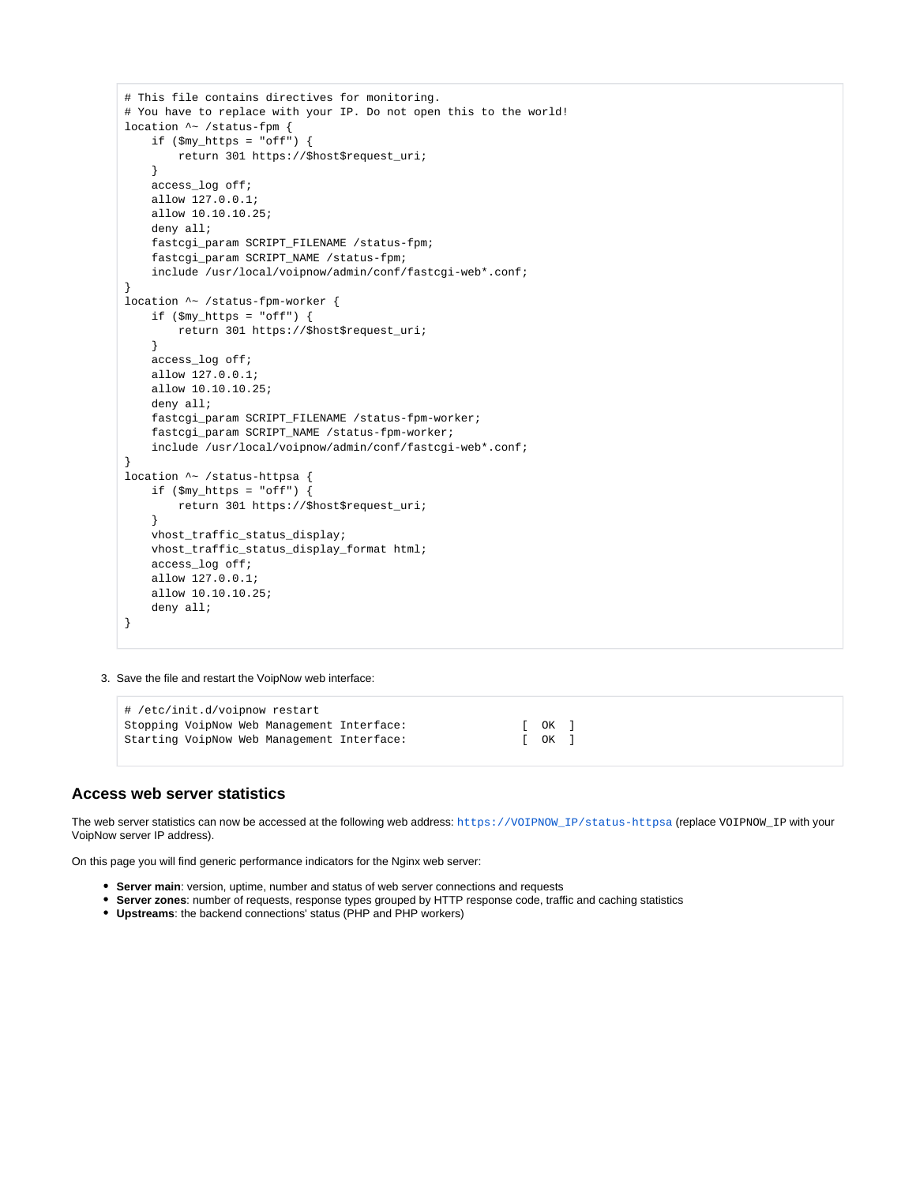```
# This file contains directives for monitoring.
# You have to replace with your IP. Do not open this to the world!
location ^~ /status-fpm {
    if ($my_https = "off") {
        return 301 https://$host$request_uri;
    }
    access_log off;
    allow 127.0.0.1;
    allow 10.10.10.25;
    deny all;
    fastcgi_param SCRIPT_FILENAME /status-fpm;
    fastcgi_param SCRIPT_NAME /status-fpm;
    include /usr/local/voipnow/admin/conf/fastcgi-web*.conf;
}
location ^~ /status-fpm-worker {
    if ($my_https = "off") {
        return 301 https://$host$request_uri;
    }
    access_log off;
    allow 127.0.0.1;
    allow 10.10.10.25;
    deny all;
    fastcgi_param SCRIPT_FILENAME /status-fpm-worker;
    fastcgi_param SCRIPT_NAME /status-fpm-worker;
    include /usr/local/voipnow/admin/conf/fastcgi-web*.conf;
}
location ^~ /status-httpsa {
    if ($my_https = "off") {
        return 301 https://$host$request_uri;
    }
    vhost_traffic_status_display;
    vhost_traffic_status_display_format html;
    access_log off;
    allow 127.0.0.1;
    allow 10.10.10.25;
    deny all;
}
```

3. Save the file and restart the VoipNow web interface:

```
# /etc/init.d/voipnow restart
Stopping VoipNow Web Management Interface:                  [  OK  ]
Starting VoipNow Web Management Interface:                  [  OK  ]
```

## Access web server statistics

The web server statistics can now be accessed at the following web address: `https://VOIPNOW_IP/status-httpsa` (replace `VOIPNOW_IP` with your VoipNow server IP address).

On this page you will find generic performance indicators for the Nginx web server:

- **Server main**: version, uptime, number and status of web server connections and requests
- **Server zones**: number of requests, response types grouped by HTTP response code, traffic and caching statistics
- **Upstreams**: the backend connections' status (PHP and PHP workers)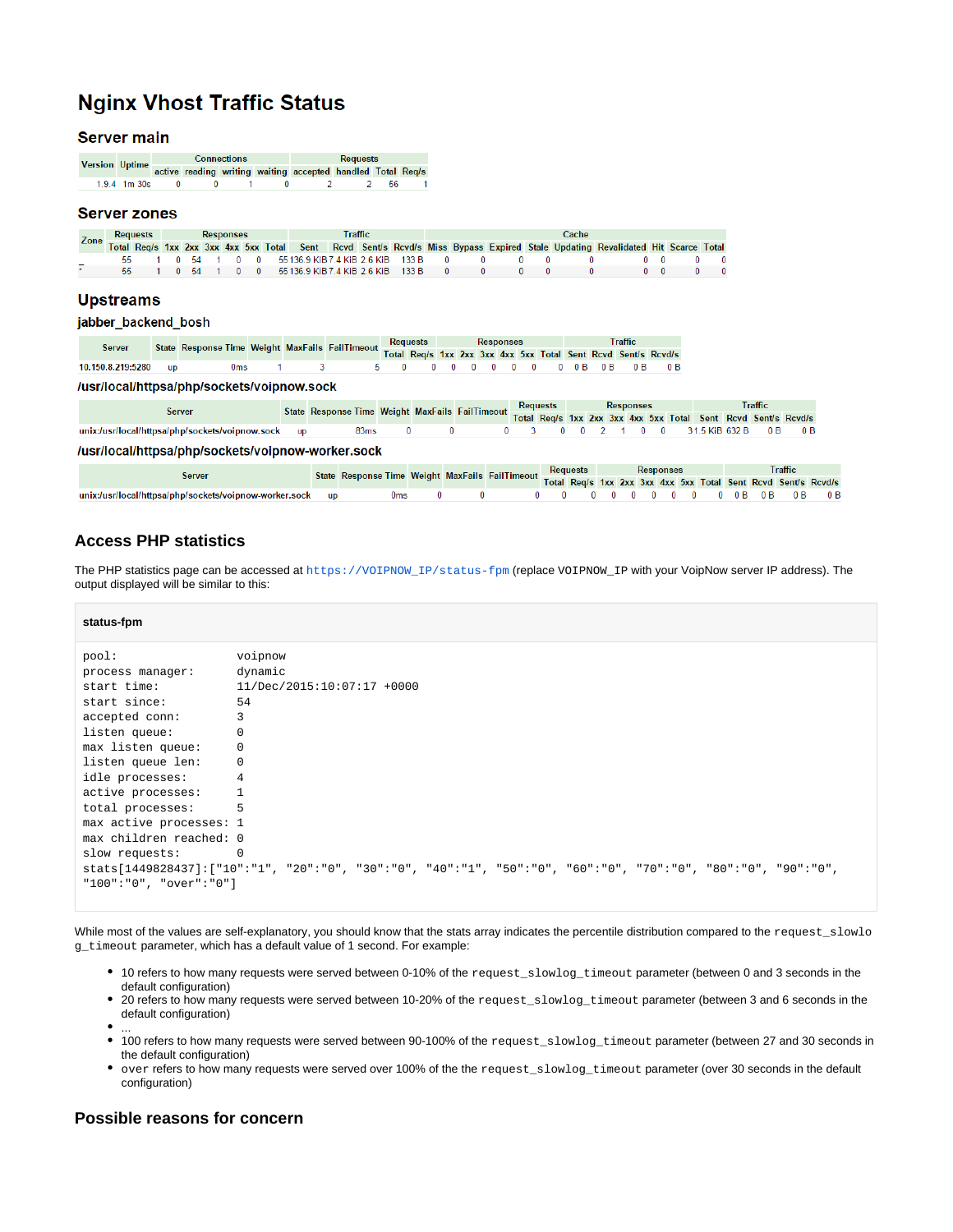## Nginx Vhost Traffic Status

### Server main

| Version | Uptime | Connections | | | | Requests | | | |
|---|---|---|---|---|---|---|---|---|---|
| | | active | reading | writing | waiting | accepted | handled | Total | Req/s |
| 1.9.4 | 1m 30s | 0 | 0 | 1 | 0 | 2 | 2 | 56 | 1 |

### Server zones

| Zone | Requests | | Responses | | | | | | Traffic | | | | Cache | | | | | | | | | |
|---|---|---|---|---|---|---|---|---|---|---|---|---|---|---|---|---|---|---|---|---|---|---|
| | Total | Req/s | 1xx | 2xx | 3xx | 4xx | 5xx | Total | Sent | Rcvd | Sent/s | Rcvd/s | Miss | Bypass | Expired | Stale | Updating | Revalidated | Hit | Scarce | Total |
| _ | 55 | 1 | 0 | 54 | 1 | 0 | 0 | 55 | 136.9 KiB | 7.4 KiB | 2.6 KiB | 133 B | 0 | 0 | 0 | 0 | 0 | 0 | 0 | 0 | 0 |
| * | 55 | 1 | 0 | 54 | 1 | 0 | 0 | 55 | 136.9 KiB | 7.4 KiB | 2.6 KiB | 133 B | 0 | 0 | 0 | 0 | 0 | 0 | 0 | 0 | 0 |

### Upstreams

#### jabber_backend_bosh

| Server | State | Response Time | Weight | MaxFails | FailTimeout | Requests | | Responses | | | | | | Traffic | | | |
|---|---|---|---|---|---|---|---|---|---|---|---|---|---|---|---|---|---|
| | | | | | | Total | Req/s | 1xx | 2xx | 3xx | 4xx | 5xx | Total | Sent | Rcvd | Sent/s | Rcvd/s |
| 10.150.8.219:5280 | up | 0ms | 1 | 3 | 5 | 0 | 0 | 0 | 0 | 0 | 0 | 0 | 0 | 0 B | 0 B | 0 B | 0 B |

#### /usr/local/httpsa/php/sockets/voipnow.sock

| Server | State | Response Time | Weight | MaxFails | FailTimeout | Requests | | Responses | | | | | | Traffic | | | |
|---|---|---|---|---|---|---|---|---|---|---|---|---|---|---|---|---|---|
| | | | | | | Total | Req/s | 1xx | 2xx | 3xx | 4xx | 5xx | Total | Sent | Rcvd | Sent/s | Rcvd/s |
| unix:/usr/local/httpsa/php/sockets/voipnow.sock | up | 83ms | 0 | 0 | 0 | 3 | 0 | 0 | 2 | 1 | 0 | 0 | 3 | 1.5 KiB | 632 B | 0 B | 0 B |

#### /usr/local/httpsa/php/sockets/voipnow-worker.sock

| Server | State | Response Time | Weight | MaxFails | FailTimeout | Requests | | Responses | | | | | | Traffic | | | |
|---|---|---|---|---|---|---|---|---|---|---|---|---|---|---|---|---|---|
| | | | | | | Total | Req/s | 1xx | 2xx | 3xx | 4xx | 5xx | Total | Sent | Rcvd | Sent/s | Rcvd/s |
| unix:/usr/local/httpsa/php/sockets/voipnow-worker.sock | up | 0ms | 0 | 0 | 0 | 0 | 0 | 0 | 0 | 0 | 0 | 0 | 0 | 0 B | 0 B | 0 B | 0 B |

## Access PHP statistics

The PHP statistics page can be accessed at `https://VOIPNOW_IP/status-fpm` (replace `VOIPNOW_IP` with your VoipNow server IP address). The output displayed will be similar to this:

**status-fpm**

```
pool:                 voipnow
process manager:      dynamic
start time:           11/Dec/2015:10:07:17 +0000
start since:          54
accepted conn:        3
listen queue:         0
max listen queue:     0
listen queue len:     0
idle processes:       4
active processes:     1
total processes:      5
max active processes: 1
max children reached: 0
slow requests:        0
stats[1449828437]:["10":"1", "20":"0", "30":"0", "40":"1", "50":"0", "60":"0", "70":"0", "80":"0", "90":"0",
"100":"0", "over":"0"]
```

While most of the values are self-explanatory, you should know that the stats array indicates the percentile distribution compared to the `request_slowlog_timeout` parameter, which has a default value of 1 second. For example:

- 10 refers to how many requests were served between 0-10% of the `request_slowlog_timeout` parameter (between 0 and 3 seconds in the default configuration)
- 20 refers to how many requests were served between 10-20% of the `request_slowlog_timeout` parameter (between 3 and 6 seconds in the default configuration)
- ...
- 100 refers to how many requests were served between 90-100% of the `request_slowlog_timeout` parameter (between 27 and 30 seconds in the default configuration)
- `over` refers to how many requests were served over 100% of the the `request_slowlog_timeout` parameter (over 30 seconds in the default configuration)

## Possible reasons for concern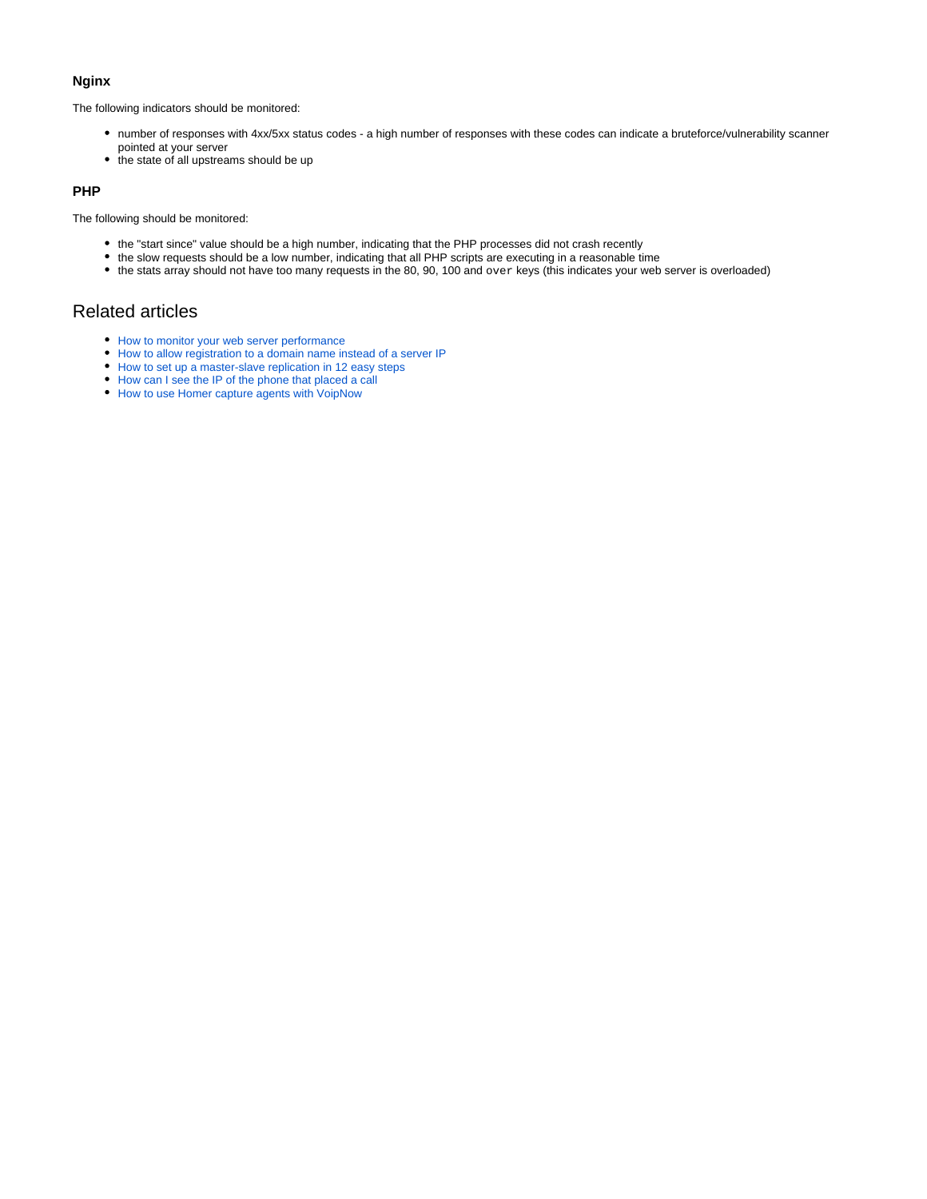### Nginx

The following indicators should be monitored:

- number of responses with 4xx/5xx status codes - a high number of responses with these codes can indicate a bruteforce/vulnerability scanner pointed at your server
- the state of all upstreams should be up

### PHP

The following should be monitored:

- the "start since" value should be a high number, indicating that the PHP processes did not crash recently
- the slow requests should be a low number, indicating that all PHP scripts are executing in a reasonable time
- the stats array should not have too many requests in the 80, 90, 100 and `over` keys (this indicates your web server is overloaded)

## Related articles

- How to monitor your web server performance
- How to allow registration to a domain name instead of a server IP
- How to set up a master-slave replication in 12 easy steps
- How can I see the IP of the phone that placed a call
- How to use Homer capture agents with VoipNow